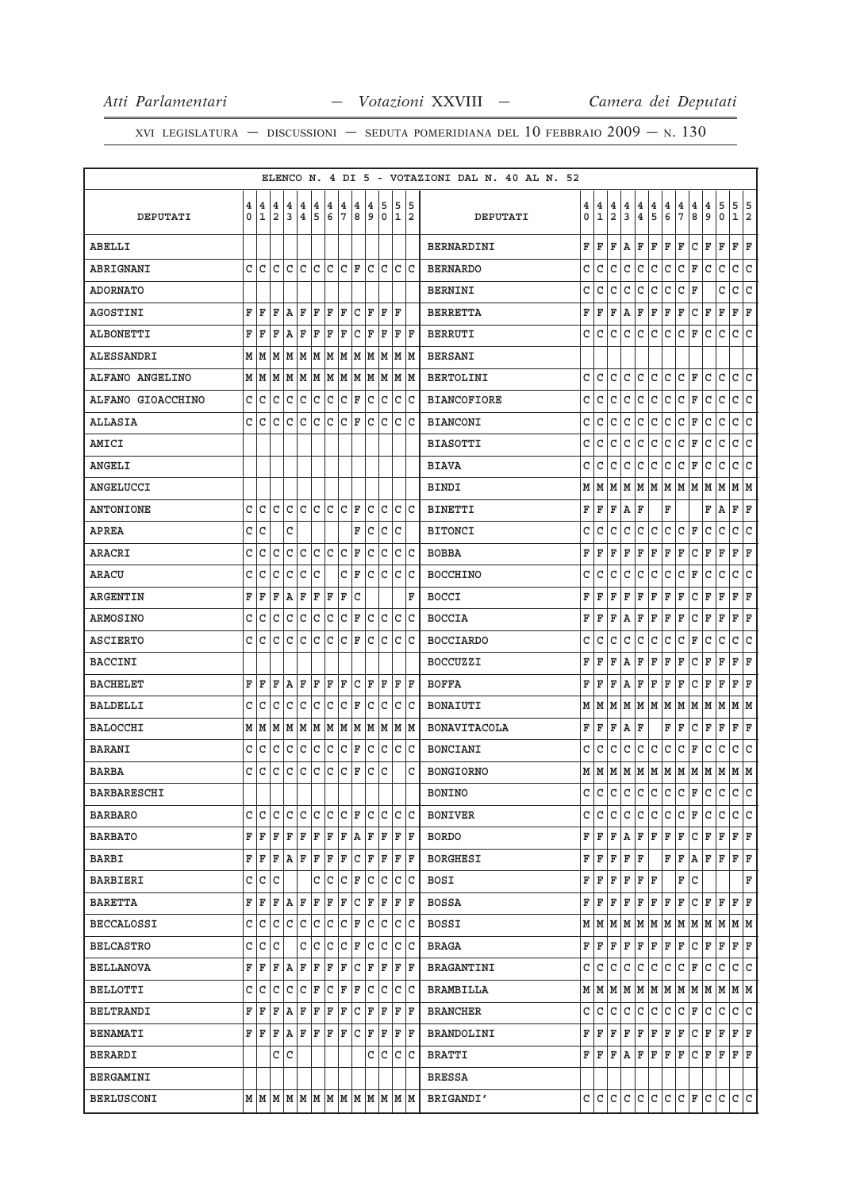ELENCO N. 4 DI 5 - VOTAZIONI DAL N. 40 AL N. 52

| DEPUTATI | 40 | 41 | 42 | 43 | 44 | 45 | 46 | 47 | 48 | 49 | 50 | 51 | 52 | DEPUTATI | 40 | 41 | 42 | 43 | 44 | 45 | 46 | 47 | 48 | 49 | 50 | 51 | 52 |
|---|---|---|---|---|---|---|---|---|---|---|---|---|---|---|---|---|---|---|---|---|---|---|---|---|---|---|---|
| ABELLI | | | | | | | | | | | | | | BERNARDINI | F | F | F | A | F | F | F | F | C | F | F | F | F |
| ABRIGNANI | C | C | C | C | C | C | C | C | F | C | C | C | C | BERNARDO | C | C | C | C | C | C | C | C | F | C | C | C | C |
| ADORNATO | | | | | | | | | | | | | | BERNINI | C | C | C | C | C | C | C | C | F | | C | C | C |
| AGOSTINI | F | F | F | A | F | F | F | F | C | F | F | F | | BERRETTA | F | F | F | A | F | F | F | F | C | F | F | F | F |
| ALBONETTI | F | F | F | A | F | F | F | F | C | F | F | F | F | BERRUTI | C | C | C | C | C | C | C | C | F | C | C | C | C |
| ALESSANDRI | M | M | M | M | M | M | M | M | M | M | M | M | M | BERSANI | | | | | | | | | | | | | |
| ALFANO ANGELINO | M | M | M | M | M | M | M | M | M | M | M | M | M | BERTOLINI | C | C | C | C | C | C | C | C | F | C | C | C | C |
| ALFANO GIOACCHINO | C | C | C | C | C | C | C | C | F | C | C | C | C | BIANCOFIORE | C | C | C | C | C | C | C | C | F | C | C | C | C |
| ALLASIA | C | C | C | C | C | C | C | C | F | C | C | C | C | BIANCONI | C | C | C | C | C | C | C | C | F | C | C | C | C |
| AMICI | | | | | | | | | | | | | | BIASOTTI | C | C | C | C | C | C | C | C | F | C | C | C | C |
| ANGELI | | | | | | | | | | | | | | BIAVA | C | C | C | C | C | C | C | C | F | C | C | C | C |
| ANGELUCCI | | | | | | | | | | | | | | BINDI | M | M | M | M | M | M | M | M | M | M | M | M | M |
| ANTONIONE | C | C | C | C | C | C | C | C | F | C | C | C | C | BINETTI | F | F | F | A | F | | F | | | F | A | F | F |
| APREA | C | C | | C | | | | | F | C | C | C | | BITONCI | C | C | C | C | C | C | C | C | F | C | C | C | C |
| ARACRI | C | C | C | C | C | C | C | C | F | C | C | C | C | BOBBA | F | F | F | F | F | F | F | F | C | F | F | F | F |
| ARACU | C | C | C | C | C | C | | C | F | C | C | C | C | BOCCHINO | C | C | C | C | C | C | C | C | F | C | C | C | C |
| ARGENTIN | F | F | F | A | F | F | F | F | C | | | | F | BOCCI | F | F | F | F | F | F | F | F | C | F | F | F | F |
| ARMOSINO | C | C | C | C | C | C | C | C | F | C | C | C | C | BOCCIA | F | F | F | A | F | F | F | F | C | F | F | F | F |
| ASCIERTO | C | C | C | C | C | C | C | C | F | C | C | C | C | BOCCIARDO | C | C | C | C | C | C | C | C | F | C | C | C | C |
| BACCINI | | | | | | | | | | | | | | BOCCUZZI | F | F | F | A | F | F | F | F | C | F | F | F | F |
| BACHELET | F | F | F | A | F | F | F | F | C | F | F | F | F | BOFFA | F | F | F | A | F | F | F | F | C | F | F | F | F |
| BALDELLI | C | C | C | C | C | C | C | C | F | C | C | C | C | BONAIUTI | M | M | M | M | M | M | M | M | M | M | M | M | M |
| BALOCCHI | M | M | M | M | M | M | M | M | M | M | M | M | M | BONAVITACOLA | F | F | F | A | F | | F | F | C | F | F | F | F |
| BARANI | C | C | C | C | C | C | C | C | F | C | C | C | C | BONCIANI | C | C | C | C | C | C | C | C | F | C | C | C | C |
| BARBA | C | C | C | C | C | C | C | C | F | C | C | | C | BONGIORNO | M | M | M | M | M | M | M | M | M | M | M | M | M |
| BARBARESCHI | | | | | | | | | | | | | | BONINO | C | C | C | C | C | C | C | C | F | C | C | C | C |
| BARBARO | C | C | C | C | C | C | C | C | F | C | C | C | C | BONIVER | C | C | C | C | C | C | C | C | F | C | C | C | C |
| BARBATO | F | F | F | F | F | F | F | F | A | F | F | F | F | BORDO | F | F | F | A | F | F | F | F | C | F | F | F | F |
| BARBI | F | F | F | A | F | F | F | F | C | F | F | F | F | BORGHESI | F | F | F | F | F | | F | F | A | F | F | F | F |
| BARBIERI | C | C | C | | | C | C | C | F | C | C | C | C | BOSI | F | F | F | F | F | F | | F | C | | | | F |
| BARETTA | F | F | F | A | F | F | F | F | C | F | F | F | F | BOSSA | F | F | F | F | F | F | F | F | C | F | F | F | F |
| BECCALOSSI | C | C | C | C | C | C | C | C | F | C | C | C | C | BOSSI | M | M | M | M | M | M | M | M | M | M | M | M | M |
| BELCASTRO | C | C | C | | C | C | C | C | F | C | C | C | C | BRAGA | F | F | F | F | F | F | F | F | C | F | F | F | F |
| BELLANOVA | F | F | F | A | F | F | F | F | C | F | F | F | F | BRAGANTINI | C | C | C | C | C | C | C | C | F | C | C | C | C |
| BELLOTTI | C | C | C | C | C | F | C | F | F | C | C | C | C | BRAMBILLA | M | M | M | M | M | M | M | M | M | M | M | M | M |
| BELTRANDI | F | F | F | A | F | F | F | F | C | F | F | F | F | BRANCHER | C | C | C | C | C | C | C | C | F | C | C | C | C |
| BENAMATI | F | F | F | A | F | F | F | F | C | F | F | F | F | BRANDOLINI | F | F | F | F | F | F | F | F | C | F | F | F | F |
| BERARDI | | | C | C | | | | | | C | C | C | C | BRATTI | F | F | F | A | F | F | F | F | C | F | F | F | F |
| BERGAMINI | | | | | | | | | | | | | | BRESSA | | | | | | | | | | | | | |
| BERLUSCONI | M | M | M | M | M | M | M | M | M | M | M | M | M | BRIGANDI' | C | C | C | C | C | C | C | C | F | C | C | C | C |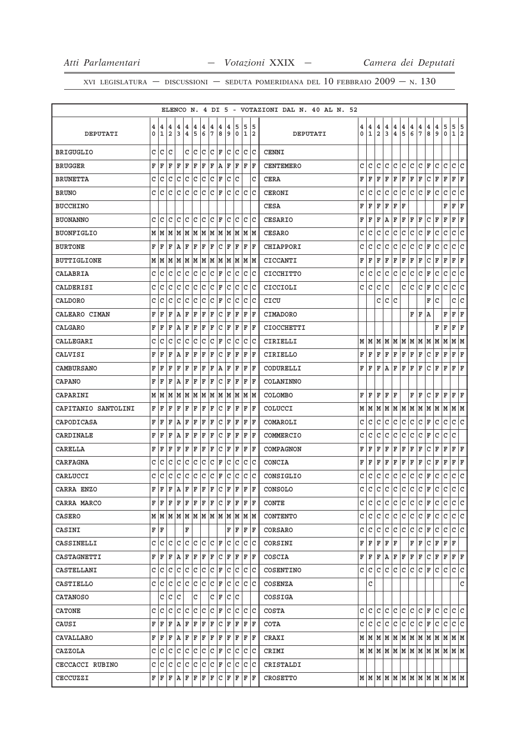XVI LEGISLATURA — DISCUSSIONI — SEDUTA POMERIDIANA DEL 10 FEBBRAIO 2009 — N. 130

ELENCO N. 4 DI 5 - VOTAZIONI DAL N. 40 AL N. 52

| DEPUTATI | 40 | 41 | 42 | 43 | 44 | 45 | 46 | 47 | 48 | 49 | 50 | 51 | 52 | DEPUTATI | 40 | 41 | 42 | 43 | 44 | 45 | 46 | 47 | 48 | 49 | 50 | 51 | 52 |
|---|---|---|---|---|---|---|---|---|---|---|---|---|---|---|---|---|---|---|---|---|---|---|---|---|---|---|---|
| BRIGUGLIO | C | C | C | | C | C | C | C | F | C | C | C | C | CENNI | | | | | | | | | | | | | |
| BRUGGER | F | F | F | F | F | F | F | F | A | F | F | F | F | CENTEMERO | C | C | C | C | C | C | C | C | F | C | C | C | C |
| BRUNETTA | C | C | C | C | C | C | C | C | F | C | C | | C | CERA | F | F | F | F | F | F | F | F | C | F | F | F | F |
| BRUNO | C | C | C | C | C | C | C | C | F | C | C | C | C | CERONI | C | C | C | C | C | C | C | C | F | C | C | C | C |
| BUCCHINO | | | | | | | | | | | | | | CESA | F | F | F | F | F | F | | | | | F | F | F |
| BUONANNO | C | C | C | C | C | C | C | C | F | C | C | C | C | CESARIO | F | F | F | A | F | F | F | F | C | F | F | F | F |
| BUONFIGLIO | M | M | M | M | M | M | M | M | M | M | M | M | M | CESARO | C | C | C | C | C | C | C | C | F | C | C | C | C |
| BURTONE | F | F | F | A | F | F | F | F | C | F | F | F | F | CHIAPPORI | C | C | C | C | C | C | C | C | F | C | C | C | C |
| BUTTIGLIONE | M | M | M | M | M | M | M | M | M | M | M | M | M | CICCANTI | F | F | F | F | F | F | F | F | C | F | F | F | F |
| CALABRIA | C | C | C | C | C | C | C | C | F | C | C | C | C | CICCHITTO | C | C | C | C | C | C | C | C | F | C | C | C | C |
| CALDERISI | C | C | C | C | C | C | C | C | F | C | C | C | C | CICCIOLI | C | C | C | C | | C | C | C | F | C | C | C | C |
| CALDORO | C | C | C | C | C | C | C | C | F | C | C | C | C | CICU | | | C | C | C | | | | F | C | | C | C |
| CALEARO CIMAN | F | F | F | A | F | F | F | F | C | F | F | F | F | CIMADORO | | | | | | | F | F | A | | F | F | F |
| CALGARO | F | F | F | A | F | F | F | F | C | F | F | F | F | CIOCCHETTI | | | | | | | | | | F | F | F | F |
| CALLEGARI | C | C | C | C | C | C | C | C | F | C | C | C | C | CIRIELLI | M | M | M | M | M | M | M | M | M | M | M | M | M |
| CALVISI | F | F | F | A | F | F | F | F | C | F | F | F | F | CIRIELLO | F | F | F | F | F | F | F | F | C | F | F | F | F |
| CAMBURSANO | F | F | F | F | F | F | F | F | A | F | F | F | F | CODURELLI | F | F | F | A | F | F | F | F | C | F | F | F | F |
| CAPANO | F | F | F | A | F | F | F | F | C | F | F | F | F | COLANINNO | | | | | | | | | | | | | |
| CAPARINI | M | M | M | M | M | M | M | M | M | M | M | M | M | COLOMBO | F | F | F | F | F | | F | F | C | F | F | F | F |
| CAPITANIO SANTOLINI | F | F | F | F | F | F | F | F | C | F | F | F | F | COLUCCI | M | M | M | M | M | M | M | M | M | M | M | M | M |
| CAPODICASA | F | F | F | A | F | F | F | F | C | F | F | F | F | COMAROLI | C | C | C | C | C | C | C | C | F | C | C | C | C |
| CARDINALE | F | F | F | A | F | F | F | F | C | F | F | F | F | COMMERCIO | C | C | C | C | C | C | C | C | F | C | C | C | |
| CARELLA | F | F | F | F | F | F | F | F | C | F | F | F | F | COMPAGNON | F | F | F | F | F | F | F | F | C | F | F | F | F |
| CARFAGNA | C | C | C | C | C | C | C | C | F | C | C | C | C | CONCIA | F | F | F | F | F | F | F | F | C | F | F | F | F |
| CARLUCCI | C | C | C | C | C | C | C | C | F | C | C | C | C | CONSIGLIO | C | C | C | C | C | C | C | C | F | C | C | C | C |
| CARRA ENZO | F | F | F | A | F | F | F | F | C | F | F | F | F | CONSOLO | C | C | C | C | C | C | C | C | F | C | C | C | C |
| CARRA MARCO | F | F | F | F | F | F | F | F | C | F | F | F | F | CONTE | C | C | C | C | C | C | C | C | F | C | C | C | C |
| CASERO | M | M | M | M | M | M | M | M | M | M | M | M | M | CONTENTO | C | C | C | C | C | C | C | C | F | C | C | C | C |
| CASINI | F | F | | | F | | | | | F | F | F | F | CORSARO | C | C | C | C | C | C | C | C | F | C | C | C | C |
| CASSINELLI | C | C | C | C | C | C | C | C | F | C | C | C | C | CORSINI | F | F | F | F | F | | F | F | C | F | F | F | |
| CASTAGNETTI | F | F | F | A | F | F | F | F | C | F | F | F | F | COSCIA | F | F | F | A | F | F | F | F | C | F | F | F | F |
| CASTELLANI | C | C | C | C | C | C | C | C | F | C | C | C | C | COSENTINO | C | C | C | C | C | C | C | C | F | C | C | C | C |
| CASTIELLO | C | C | C | C | C | C | C | C | F | C | C | C | C | COSENZA | | C | | | | | | | | | | | C |
| CATANOSO | | C | C | C | | C | | C | F | C | C | | | COSSIGA | | | | | | | | | | | | | |
| CATONE | C | C | C | C | C | C | C | C | F | C | C | C | C | COSTA | C | C | C | C | C | C | C | C | F | C | C | C | C |
| CAUSI | F | F | F | A | F | F | F | F | C | F | F | F | F | COTA | C | C | C | C | C | C | C | C | F | C | C | C | C |
| CAVALLARO | F | F | F | A | F | F | F | F | F | F | F | F | F | CRAXI | M | M | M | M | M | M | M | M | M | M | M | M | M |
| CAZZOLA | C | C | C | C | C | C | C | C | F | C | C | C | C | CRIMI | M | M | M | M | M | M | M | M | M | M | M | M | M |
| CECCACCI RUBINO | C | C | C | C | C | C | C | C | F | C | C | C | C | CRISTALDI | | | | | | | | | | | | | |
| CECCUZZI | F | F | F | A | F | F | F | F | C | F | F | F | F | CROSETTO | M | M | M | M | M | M | M | M | M | M | M | M | M |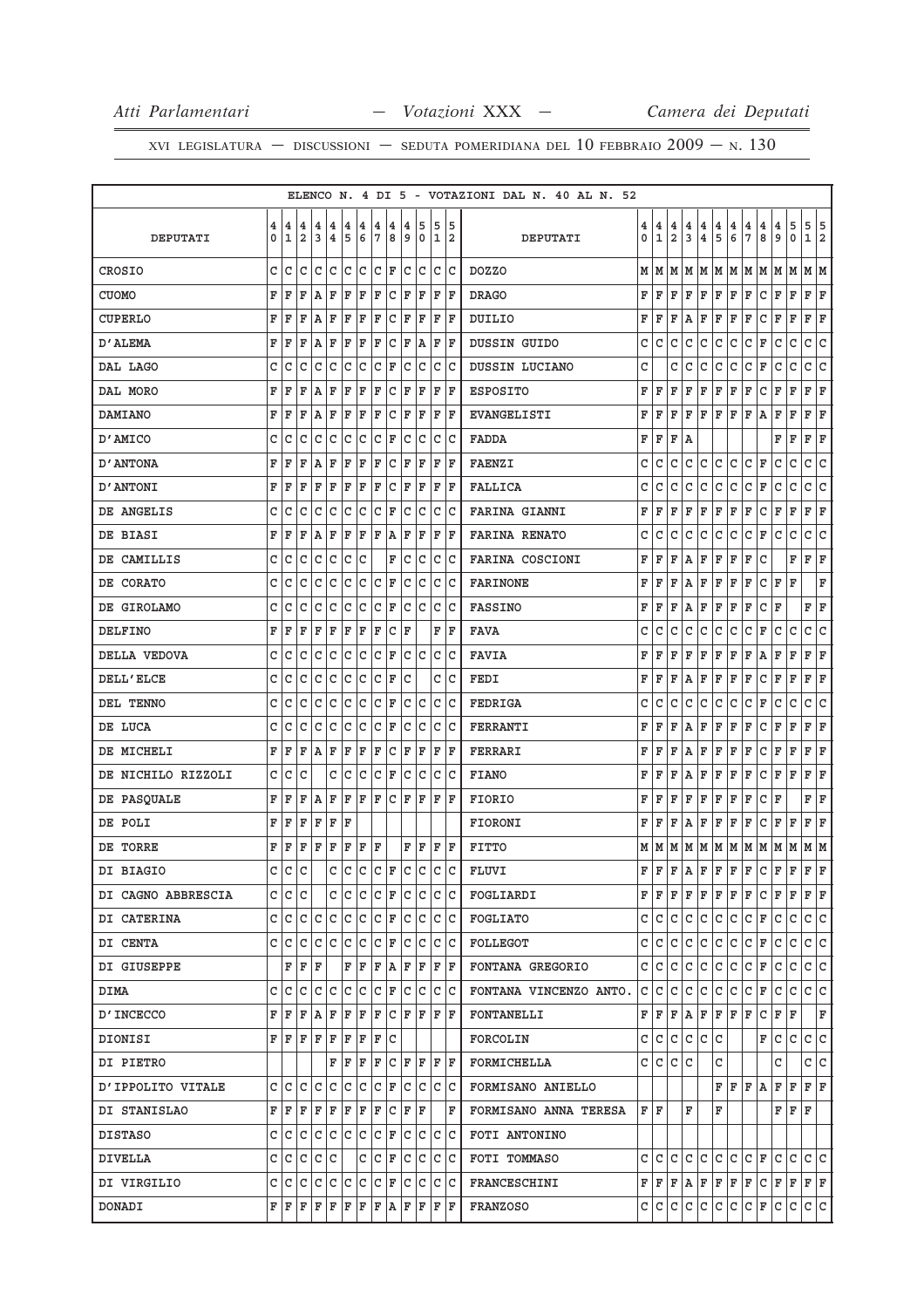ELENCO N. 4 DI 5 - VOTAZIONI DAL N. 40 AL N. 52

| DEPUTATI | 40 | 41 | 42 | 43 | 44 | 45 | 46 | 47 | 48 | 49 | 50 | 51 | 52 | DEPUTATI | 40 | 41 | 42 | 43 | 44 | 45 | 46 | 47 | 48 | 49 | 50 | 51 | 52 |
|---|---|---|---|---|---|---|---|---|---|---|---|---|---|---|---|---|---|---|---|---|---|---|---|---|---|---|---|
| CROSIO | C | C | C | C | C | C | C | C | F | C | C | C | C | DOZZO | M | M | M | M | M | M | M | M | M | M | M | M | M |
| CUOMO | F | F | F | A | F | F | F | F | C | F | F | F | F | DRAGO | F | F | F | F | F | F | F | F | C | F | F | F | F |
| CUPERLO | F | F | F | A | F | F | F | F | C | F | F | F | F | DUILIO | F | F | F | A | F | F | F | F | C | F | F | F | F |
| D'ALEMA | F | F | F | A | F | F | F | F | C | F | A | F | F | DUSSIN GUIDO | C | C | C | C | C | C | C | C | F | C | C | C | C |
| DAL LAGO | C | C | C | C | C | C | C | C | F | C | C | C | C | DUSSIN LUCIANO | C | | C | C | C | C | C | C | F | C | C | C | C |
| DAL MORO | F | F | F | A | F | F | F | F | C | F | F | F | F | ESPOSITO | F | F | F | F | F | F | F | F | C | F | F | F | F |
| DAMIANO | F | F | F | A | F | F | F | F | C | F | F | F | F | EVANGELISTI | F | F | F | F | F | F | F | F | A | F | F | F | F |
| D'AMICO | C | C | C | C | C | C | C | C | F | C | C | C | C | FADDA | F | F | F | A | | | | | | F | F | F | F |
| D'ANTONA | F | F | F | A | F | F | F | F | C | F | F | F | F | FAENZI | C | C | C | C | C | C | C | C | F | C | C | C | C |
| D'ANTONI | F | F | F | F | F | F | F | F | C | F | F | F | F | FALLICA | C | C | C | C | C | C | C | C | F | C | C | C | C |
| DE ANGELIS | C | C | C | C | C | C | C | C | F | C | C | C | C | FARINA GIANNI | F | F | F | F | F | F | F | F | C | F | F | F | F |
| DE BIASI | F | F | F | A | F | F | F | F | A | F | F | F | F | FARINA RENATO | C | C | C | C | C | C | C | C | F | C | C | C | C |
| DE CAMILLIS | C | C | C | C | C | C | C | | F | C | C | C | C | FARINA COSCIONI | F | F | F | A | F | F | F | F | C | | F | F | F |
| DE CORATO | C | C | C | C | C | C | C | C | F | C | C | C | C | FARINONE | F | F | F | A | F | F | F | F | C | F | F | | F |
| DE GIROLAMO | C | C | C | C | C | C | C | C | F | C | C | C | C | FASSINO | F | F | F | A | F | F | F | F | C | F | | F | F |
| DELFINO | F | F | F | F | F | F | F | F | C | F | | F | F | FAVA | C | C | C | C | C | C | C | C | F | C | C | C | C |
| DELLA VEDOVA | C | C | C | C | C | C | C | C | F | C | C | C | C | FAVIA | F | F | F | F | F | F | F | F | A | F | F | F | F |
| DELL'ELCE | C | C | C | C | C | C | C | C | F | C | | C | C | FEDI | F | F | F | A | F | F | F | F | C | F | F | F | F |
| DEL TENNO | C | C | C | C | C | C | C | C | F | C | C | C | C | FEDRIGA | C | C | C | C | C | C | C | C | F | C | C | C | C |
| DE LUCA | C | C | C | C | C | C | C | C | F | C | C | C | C | FERRANTI | F | F | F | A | F | F | F | F | C | F | F | F | F |
| DE MICHELI | F | F | F | A | F | F | F | F | C | F | F | F | F | FERRARI | F | F | F | A | F | F | F | F | C | F | F | F | F |
| DE NICHILO RIZZOLI | C | C | C | | C | C | C | C | F | C | C | C | C | FIANO | F | F | F | A | F | F | F | F | C | F | F | F | F |
| DE PASQUALE | F | F | F | A | F | F | F | F | C | F | F | F | F | FIORIO | F | F | F | F | F | F | F | F | C | F | | F | F |
| DE POLI | F | F | F | F | F | F | | | | | | | | FIORONI | F | F | F | A | F | F | F | F | C | F | F | F | F |
| DE TORRE | F | F | F | F | F | F | F | F | | F | F | F | F | FITTO | M | M | M | M | M | M | M | M | M | M | M | M | M |
| DI BIAGIO | C | C | C | | C | C | C | C | F | C | C | C | C | FLUVI | F | F | F | A | F | F | F | F | C | F | F | F | F |
| DI CAGNO ABBRESCIA | C | C | C | | C | C | C | C | F | C | C | C | C | FOGLIARDI | F | F | F | F | F | F | F | F | C | F | F | F | F |
| DI CATERINA | C | C | C | C | C | C | C | C | F | C | C | C | C | FOGLIATO | C | C | C | C | C | C | C | C | F | C | C | C | C |
| DI CENTA | C | C | C | C | C | C | C | C | F | C | C | C | C | FOLLEGOT | C | C | C | C | C | C | C | C | F | C | C | C | C |
| DI GIUSEPPE | | F | F | F | | F | F | F | A | F | F | F | F | FONTANA GREGORIO | C | C | C | C | C | C | C | C | F | C | C | C | C |
| DIMA | C | C | C | C | C | C | C | C | F | C | C | C | C | FONTANA VINCENZO ANTO. | C | C | C | C | C | C | C | C | F | C | C | C | C |
| D'INCECCO | F | F | F | A | F | F | F | F | C | F | F | F | F | FONTANELLI | F | F | F | A | F | F | F | F | C | F | F | | F |
| DIONISI | F | F | F | F | F | F | F | F | C | | | | | FORCOLIN | C | C | C | C | C | C | | | F | C | C | C | C |
| DI PIETRO | | | | | F | F | F | F | C | F | F | F | F | FORMICHELLA | C | C | C | C | | C | | | | C | | C | C |
| D'IPPOLITO VITALE | C | C | C | C | C | C | C | C | F | C | C | C | C | FORMISANO ANIELLO | | | | | | F | F | F | A | F | F | F | F |
| DI STANISLAO | F | F | F | F | F | F | F | F | C | F | F | | F | FORMISANO ANNA TERESA | F | F | | F | | F | | | | F | F | F | |
| DISTASO | C | C | C | C | C | C | C | C | F | C | C | C | C | FOTI ANTONINO | | | | | | | | | | | | | |
| DIVELLA | C | C | C | C | C | | C | C | F | C | C | C | C | FOTI TOMMASO | C | C | C | C | C | C | C | C | F | C | C | C | C |
| DI VIRGILIO | C | C | C | C | C | C | C | C | F | C | C | C | C | FRANCESCHINI | F | F | F | A | F | F | F | F | C | F | F | F | F |
| DONADI | F | F | F | F | F | F | F | F | A | F | F | F | F | FRANZOSO | C | C | C | C | C | C | C | C | F | C | C | C | C |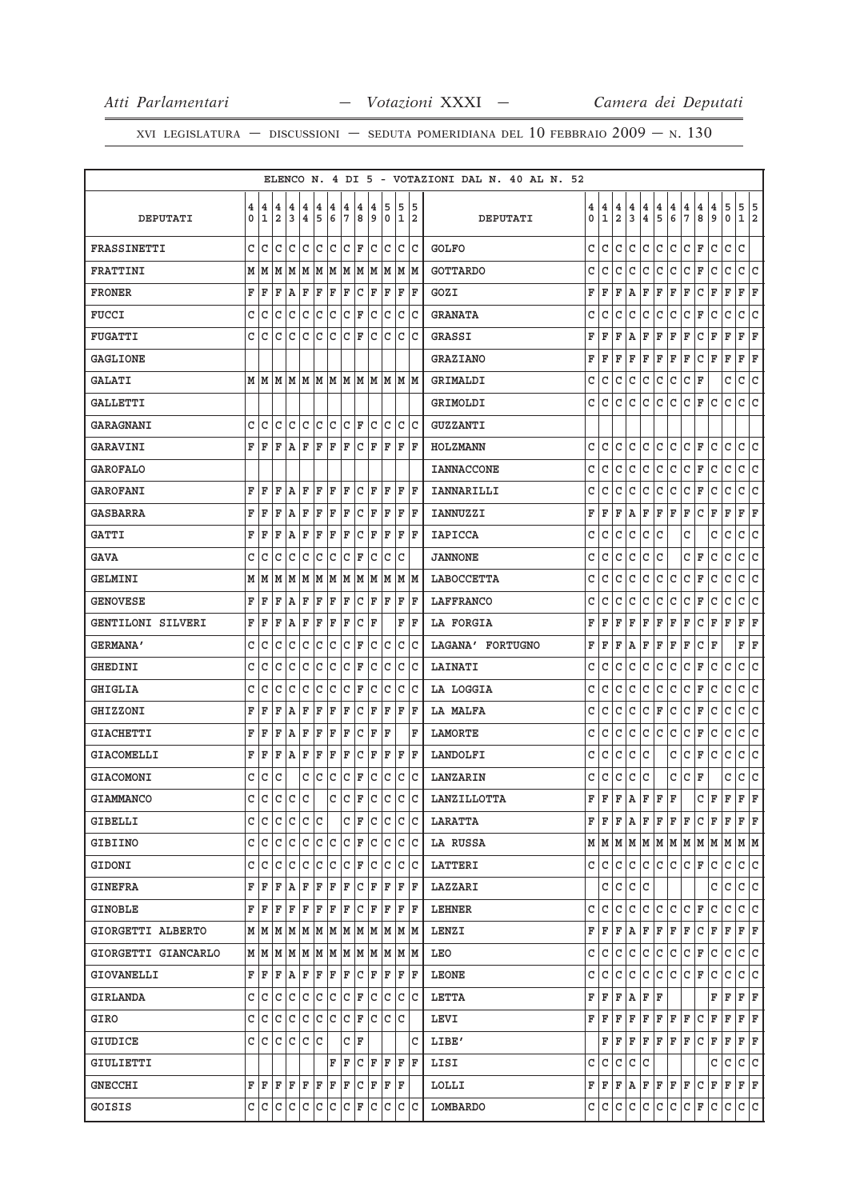ELENCO N. 4 DI 5 - VOTAZIONI DAL N. 40 AL N. 52

| DEPUTATI | 40 | 41 | 42 | 43 | 44 | 45 | 46 | 47 | 48 | 49 | 50 | 51 | 52 | DEPUTATI | 40 | 41 | 42 | 43 | 44 | 45 | 46 | 47 | 48 | 49 | 50 | 51 | 52 |
|---|---|---|---|---|---|---|---|---|---|---|---|---|---|---|---|---|---|---|---|---|---|---|---|---|---|---|---|
| FRASSINETTI | C | C | C | C | C | C | C | C | F | C | C | C | C | GOLFO | C | C | C | C | C | C | C | C | F | C | C | C | |
| FRATTINI | M | M | M | M | M | M | M | M | M | M | M | M | M | GOTTARDO | C | C | C | C | C | C | C | C | F | C | C | C | C |
| FRONER | F | F | F | A | F | F | F | F | C | F | F | F | F | GOZI | F | F | F | A | F | F | F | F | C | F | F | F | F |
| FUCCI | C | C | C | C | C | C | C | C | F | C | C | C | C | GRANATA | C | C | C | C | C | C | C | C | F | C | C | C | C |
| FUGATTI | C | C | C | C | C | C | C | C | F | C | C | C | C | GRASSI | F | F | F | A | F | F | F | F | C | F | F | F | F |
| GAGLIONE | | | | | | | | | | | | | | GRAZIANO | F | F | F | F | F | F | F | F | C | F | F | F | F |
| GALATI | M | M | M | M | M | M | M | M | M | M | M | M | M | GRIMALDI | C | C | C | C | C | C | C | C | F | | C | C | C |
| GALLETTI | | | | | | | | | | | | | | GRIMOLDI | C | C | C | C | C | C | C | C | F | C | C | C | C |
| GARAGNANI | C | C | C | C | C | C | C | C | F | C | C | C | C | GUZZANTI | | | | | | | | | | | | | |
| GARAVINI | F | F | F | A | F | F | F | F | C | F | F | F | F | HOLZMANN | C | C | C | C | C | C | C | C | F | C | C | C | C |
| GAROFALO | | | | | | | | | | | | | | IANNACCONE | C | C | C | C | C | C | C | C | F | C | C | C | C |
| GAROFANI | F | F | F | A | F | F | F | F | C | F | F | F | F | IANNARILLI | C | C | C | C | C | C | C | C | F | C | C | C | C |
| GASBARRA | F | F | F | A | F | F | F | F | C | F | F | F | F | IANNUZZI | F | F | F | A | F | F | F | F | C | F | F | F | F |
| GATTI | F | F | F | A | F | F | F | F | C | F | F | F | F | IAPICCA | C | C | C | C | C | C | | C | | C | C | C | C |
| GAVA | C | C | C | C | C | C | C | C | F | C | C | C | | JANNONE | C | C | C | C | C | C | | C | F | C | C | C | C |
| GELMINI | M | M | M | M | M | M | M | M | M | M | M | M | M | LABOCCETTA | C | C | C | C | C | C | C | C | F | C | C | C | C |
| GENOVESE | F | F | F | A | F | F | F | F | C | F | F | F | F | LAFFRANCO | C | C | C | C | C | C | C | C | F | C | C | C | C |
| GENTILONI SILVERI | F | F | F | A | F | F | F | F | C | F | | F | F | LA FORGIA | F | F | F | F | F | F | F | F | C | F | F | F | F |
| GERMANA' | C | C | C | C | C | C | C | C | F | C | C | C | C | LAGANA' FORTUGNO | F | F | F | A | F | F | F | F | C | F | | F | F |
| GHEDINI | C | C | C | C | C | C | C | C | F | C | C | C | C | LAINATI | C | C | C | C | C | C | C | C | F | C | C | C | C |
| GHIGLIA | C | C | C | C | C | C | C | C | F | C | C | C | C | LA LOGGIA | C | C | C | C | C | C | C | C | F | C | C | C | C |
| GHIZZONI | F | F | F | A | F | F | F | F | C | F | F | F | F | LA MALFA | C | C | C | C | C | F | C | C | F | C | C | C | C |
| GIACHETTI | F | F | F | A | F | F | F | F | C | F | F | | F | LAMORTE | C | C | C | C | C | C | C | C | F | C | C | C | C |
| GIACOMELLI | F | F | F | A | F | F | F | F | C | F | F | F | F | LANDOLFI | C | C | C | C | C | | C | C | F | C | C | C | C |
| GIACOMONI | C | C | C | | C | C | C | C | F | C | C | C | C | LANZARIN | C | C | C | C | C | | C | C | F | | C | C | C |
| GIAMMANCO | C | C | C | C | C | | C | C | F | C | C | C | C | LANZILLOTTA | F | F | F | A | F | F | F | | C | F | F | F | F |
| GIBELLI | C | C | C | C | C | C | | C | F | C | C | C | C | LARATTA | F | F | F | A | F | F | F | F | C | F | F | F | F |
| GIBIINO | C | C | C | C | C | C | C | C | F | C | C | C | C | LA RUSSA | M | M | M | M | M | M | M | M | M | M | M | M | M |
| GIDONI | C | C | C | C | C | C | C | C | F | C | C | C | C | LATTERI | C | C | C | C | C | C | C | C | F | C | C | C | C |
| GINEFRA | F | F | F | A | F | F | F | F | C | F | F | F | F | LAZZARI | | C | C | C | C | | | | | C | C | C | C |
| GINOBLE | F | F | F | F | F | F | F | F | C | F | F | F | F | LEHNER | C | C | C | C | C | C | C | C | F | C | C | C | C |
| GIORGETTI ALBERTO | M | M | M | M | M | M | M | M | M | M | M | M | M | LENZI | F | F | F | A | F | F | F | F | C | F | F | F | F |
| GIORGETTI GIANCARLO | M | M | M | M | M | M | M | M | M | M | M | M | M | LEO | C | C | C | C | C | C | C | C | F | C | C | C | C |
| GIOVANELLI | F | F | F | A | F | F | F | F | C | F | F | F | F | LEONE | C | C | C | C | C | C | C | C | F | C | C | C | C |
| GIRLANDA | C | C | C | C | C | C | C | C | F | C | C | C | C | LETTA | F | F | F | A | F | F | | | | F | F | F | F |
| GIRO | C | C | C | C | C | C | C | C | F | C | C | C | | LEVI | F | F | F | F | F | F | F | F | C | F | F | F | F |
| GIUDICE | C | C | C | C | C | C | | C | F | | | | C | LIBE' | | F | F | F | F | F | F | F | C | F | F | F | F |
| GIULIETTI | | | | | | | F | F | C | F | F | F | F | LISI | C | C | C | C | C | | | | | C | C | C | C |
| GNECCHI | F | F | F | F | F | F | F | F | C | F | F | F | | LOLLI | F | F | F | A | F | F | F | F | C | F | F | F | F |
| GOISIS | C | C | C | C | C | C | C | C | F | C | C | C | C | LOMBARDO | C | C | C | C | C | C | C | C | F | C | C | C | C |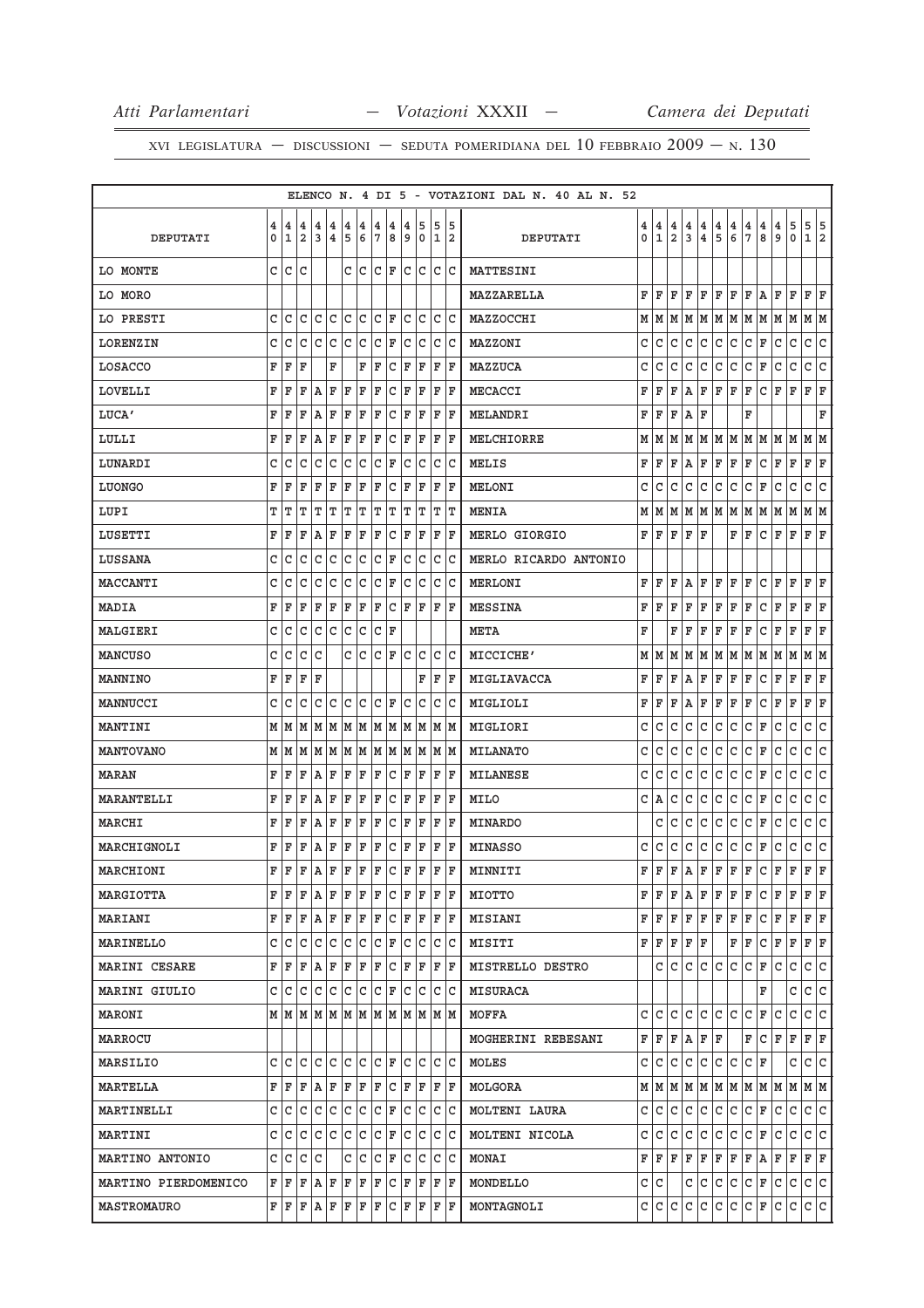ELENCO N. 4 DI 5 - VOTAZIONI DAL N. 40 AL N. 52

| DEPUTATI | 40 | 41 | 42 | 43 | 44 | 45 | 46 | 47 | 48 | 49 | 50 | 51 | 52 | DEPUTATI | 40 | 41 | 42 | 43 | 44 | 45 | 46 | 47 | 48 | 49 | 50 | 51 | 52 |
|---|---|---|---|---|---|---|---|---|---|---|---|---|---|---|---|---|---|---|---|---|---|---|---|---|---|---|---|
| LO MONTE | C | C | C | | | C | C | C | F | C | C | C | C | MATTESINI | | | | | | | | | | | | | |
| LO MORO | | | | | | | | | | | | | | MAZZARELLA | F | F | F | F | F | F | F | F | A | F | F | F | F |
| LO PRESTI | C | C | C | C | C | C | C | C | F | C | C | C | C | MAZZOCCHI | M | M | M | M | M | M | M | M | M | M | M | M | M |
| LORENZIN | C | C | C | C | C | C | C | C | F | C | C | C | C | MAZZONI | C | C | C | C | C | C | C | C | F | C | C | C | C |
| LOSACCO | F | F | F | | F | | F | F | C | F | F | F | F | MAZZUCA | C | C | C | C | C | C | C | C | F | C | C | C | C |
| LOVELLI | F | F | F | A | F | F | F | F | C | F | F | F | F | MECACCI | F | F | F | A | F | F | F | F | C | F | F | F | F |
| LUCA' | F | F | F | A | F | F | F | F | C | F | F | F | F | MELANDRI | F | F | F | A | F | | | F | | | | | F |
| LULLI | F | F | F | A | F | F | F | F | C | F | F | F | F | MELCHIORRE | M | M | M | M | M | M | M | M | M | M | M | M | M |
| LUNARDI | C | C | C | C | C | C | C | C | F | C | C | C | C | MELIS | F | F | F | A | F | F | F | F | C | F | F | F | F |
| LUONGO | F | F | F | F | F | F | F | F | C | F | F | F | F | MELONI | C | C | C | C | C | C | C | C | F | C | C | C | C |
| LUPI | T | T | T | T | T | T | T | T | T | T | T | T | T | MENIA | M | M | M | M | M | M | M | M | M | M | M | M | M |
| LUSETTI | F | F | F | A | F | F | F | F | C | F | F | F | F | MERLO GIORGIO | F | F | F | F | F | | F | F | C | F | F | F | F |
| LUSSANA | C | C | C | C | C | C | C | C | F | C | C | C | C | MERLO RICARDO ANTONIO | | | | | | | | | | | | | |
| MACCANTI | C | C | C | C | C | C | C | C | F | C | C | C | C | MERLONI | F | F | F | A | F | F | F | F | C | F | F | F | F |
| MADIA | F | F | F | F | F | F | F | F | C | F | F | F | F | MESSINA | F | F | F | F | F | F | F | F | C | F | F | F | F |
| MALGIERI | C | C | C | C | C | C | C | C | F | | | | | META | F | | F | F | F | F | F | F | C | F | F | F | F |
| MANCUSO | C | C | C | C | | C | C | C | F | C | C | C | C | MICCICHE' | M | M | M | M | M | M | M | M | M | M | M | M | M |
| MANNINO | F | F | F | F | | | | | | | F | F | F | MIGLIAVACCA | F | F | F | A | F | F | F | F | C | F | F | F | F |
| MANNUCCI | C | C | C | C | C | C | C | C | F | C | C | C | C | MIGLIOLI | F | F | F | A | F | F | F | F | C | F | F | F | F |
| MANTINI | M | M | M | M | M | M | M | M | M | M | M | M | M | MIGLIORI | C | C | C | C | C | C | C | C | F | C | C | C | C |
| MANTOVANO | M | M | M | M | M | M | M | M | M | M | M | M | M | MILANATO | C | C | C | C | C | C | C | C | F | C | C | C | C |
| MARAN | F | F | F | A | F | F | F | F | C | F | F | F | F | MILANESE | C | C | C | C | C | C | C | C | F | C | C | C | C |
| MARANTELLI | F | F | F | A | F | F | F | F | C | F | F | F | F | MILO | C | A | C | C | C | C | C | C | F | C | C | C | C |
| MARCHI | F | F | F | A | F | F | F | F | C | F | F | F | F | MINARDO | | C | C | C | C | C | C | C | F | C | C | C | C |
| MARCHIGNOLI | F | F | F | A | F | F | F | F | C | F | F | F | F | MINASSO | C | C | C | C | C | C | C | C | F | C | C | C | C |
| MARCHIONI | F | F | F | A | F | F | F | F | C | F | F | F | F | MINNITI | F | F | F | A | F | F | F | F | C | F | F | F | F |
| MARGIOTTA | F | F | F | A | F | F | F | F | C | F | F | F | F | MIOTTO | F | F | F | A | F | F | F | F | C | F | F | F | F |
| MARIANI | F | F | F | A | F | F | F | F | C | F | F | F | F | MISIANI | F | F | F | F | F | F | F | F | C | F | F | F | F |
| MARINELLO | C | C | C | C | C | C | C | C | F | C | C | C | C | MISITI | F | F | F | F | F | | F | F | C | F | F | F | F |
| MARINI CESARE | F | F | F | A | F | F | F | F | C | F | F | F | F | MISTRELLO DESTRO | | C | C | C | C | C | C | C | F | C | C | C | C |
| MARINI GIULIO | C | C | C | C | C | C | C | C | F | C | C | C | C | MISURACA | | | | | | | | | F | | C | C | C |
| MARONI | M | M | M | M | M | M | M | M | M | M | M | M | M | MOFFA | C | C | C | C | C | C | C | C | F | C | C | C | C |
| MARROCU | | | | | | | | | | | | | | MOGHERINI REBESANI | F | F | F | A | F | F | | F | C | F | F | F | F |
| MARSILIO | C | C | C | C | C | C | C | C | F | C | C | C | C | MOLES | C | C | C | C | C | C | C | C | F | | C | C | C |
| MARTELLA | F | F | F | A | F | F | F | F | C | F | F | F | F | MOLGORA | M | M | M | M | M | M | M | M | M | M | M | M | M |
| MARTINELLI | C | C | C | C | C | C | C | C | F | C | C | C | C | MOLTENI LAURA | C | C | C | C | C | C | C | C | F | C | C | C | C |
| MARTINI | C | C | C | C | C | C | C | C | F | C | C | C | C | MOLTENI NICOLA | C | C | C | C | C | C | C | C | F | C | C | C | C |
| MARTINO ANTONIO | C | C | C | C | | C | C | C | F | C | C | C | C | MONAI | F | F | F | F | F | F | F | F | A | F | F | F | F |
| MARTINO PIERDOMENICO | F | F | F | A | F | F | F | F | C | F | F | F | F | MONDELLO | C | C | | C | C | C | C | C | F | C | C | C | C |
| MASTROMAURO | F | F | F | A | F | F | F | F | C | F | F | F | F | MONTAGNOLI | C | C | C | C | C | C | C | C | F | C | C | C | C |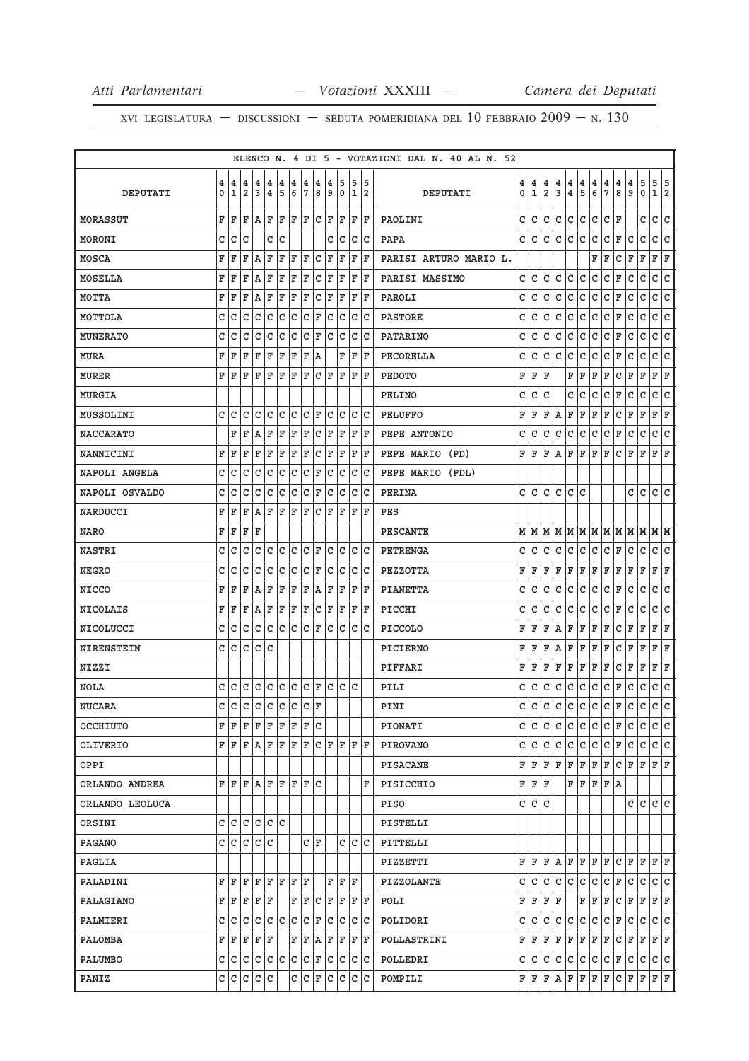ELENCO N. 4 DI 5 - VOTAZIONI DAL N. 40 AL N. 52

| DEPUTATI | 40 | 41 | 42 | 43 | 44 | 45 | 46 | 47 | 48 | 49 | 50 | 51 | 52 | DEPUTATI | 40 | 41 | 42 | 43 | 44 | 45 | 46 | 47 | 48 | 49 | 50 | 51 | 52 |
|---|---|---|---|---|---|---|---|---|---|---|---|---|---|---|---|---|---|---|---|---|---|---|---|---|---|---|---|
| MORASSUT | F | F | F | A | F | F | F | F | C | F | F | F | F | PAOLINI | C | C | C | C | C | C | C | C | F | | C | C | C |
| MORONI | C | C | C | | C | C | | | | C | C | C | C | PAPA | C | C | C | C | C | C | C | C | F | C | C | C | C |
| MOSCA | F | F | F | A | F | F | F | F | C | F | F | F | F | PARISI ARTURO MARIO L. | | | | | | | F | F | C | F | F | F | F |
| MOSELLA | F | F | F | A | F | F | F | F | C | F | F | F | F | PARISI MASSIMO | C | C | C | C | C | C | C | C | F | C | C | C | C |
| MOTTA | F | F | F | A | F | F | F | F | C | F | F | F | F | PAROLI | C | C | C | C | C | C | C | C | F | C | C | C | C |
| MOTTOLA | C | C | C | C | C | C | C | C | F | C | C | C | C | PASTORE | C | C | C | C | C | C | C | C | F | C | C | C | C |
| MUNERATO | C | C | C | C | C | C | C | C | F | C | C | C | C | PATARINO | C | C | C | C | C | C | C | C | F | C | C | C | C |
| MURA | F | F | F | F | F | F | F | F | A | | F | F | F | PECORELLA | C | C | C | C | C | C | C | C | F | C | C | C | C |
| MURER | F | F | F | F | F | F | F | F | C | F | F | F | F | PEDOTO | F | F | F | | F | F | F | F | C | F | F | F | F |
| MURGIA | | | | | | | | | | | | | | PELINO | C | C | C | | C | C | C | C | F | C | C | C | C |
| MUSSOLINI | C | C | C | C | C | C | C | C | F | C | C | C | C | PELUFFO | F | F | F | A | F | F | F | F | C | F | F | F | F |
| NACCARATO | | F | F | A | F | F | F | F | C | F | F | F | F | PEPE ANTONIO | C | C | C | C | C | C | C | C | F | C | C | C | C |
| NANNICINI | F | F | F | F | F | F | F | F | C | F | F | F | F | PEPE MARIO (PD) | F | F | F | A | F | F | F | F | C | F | F | F | F |
| NAPOLI ANGELA | C | C | C | C | C | C | C | C | F | C | C | C | C | PEPE MARIO (PDL) | | | | | | | | | | | | | |
| NAPOLI OSVALDO | C | C | C | C | C | C | C | C | F | C | C | C | C | PERINA | C | C | C | C | C | C | | | | C | C | C | C |
| NARDUCCI | F | F | F | A | F | F | F | F | C | F | F | F | F | PES | | | | | | | | | | | | | |
| NARO | F | F | F | F | | | | | | | | | | PESCANTE | M | M | M | M | M | M | M | M | M | M | M | M | M |
| NASTRI | C | C | C | C | C | C | C | C | F | C | C | C | C | PETRENGA | C | C | C | C | C | C | C | C | F | C | C | C | C |
| NEGRO | C | C | C | C | C | C | C | C | F | C | C | C | C | PEZZOTTA | F | F | F | F | F | F | F | F | F | F | F | F | F |
| NICCO | F | F | F | A | F | F | F | F | A | F | F | F | F | PIANETTA | C | C | C | C | C | C | C | C | F | C | C | C | C |
| NICOLAIS | F | F | F | A | F | F | F | F | C | F | F | F | F | PICCHI | C | C | C | C | C | C | C | C | F | C | C | C | C |
| NICOLUCCI | C | C | C | C | C | C | C | C | F | C | C | C | C | PICCOLO | F | F | F | A | F | F | F | F | C | F | F | F | F |
| NIRENSTEIN | C | C | C | C | C | | | | | | | | | PICIERNO | F | F | F | A | F | F | F | F | C | F | F | F | F |
| NIZZI | | | | | | | | | | | | | | PIFFARI | F | F | F | F | F | F | F | F | C | F | F | F | F |
| NOLA | C | C | C | C | C | C | C | C | F | C | C | C | | PILI | C | C | C | C | C | C | C | C | F | C | C | C | C |
| NUCARA | C | C | C | C | C | C | C | C | F | | | | | PINI | C | C | C | C | C | C | C | C | F | C | C | C | C |
| OCCHIUTO | F | F | F | F | F | F | F | F | C | | | | | PIONATI | C | C | C | C | C | C | C | C | F | C | C | C | C |
| OLIVERIO | F | F | F | A | F | F | F | F | C | F | F | F | F | PIROVANO | C | C | C | C | C | C | C | C | F | C | C | C | C |
| OPPI | | | | | | | | | | | | | | PISACANE | F | F | F | F | F | F | F | F | C | F | F | F | F |
| ORLANDO ANDREA | F | F | F | A | F | F | F | F | C | | | | F | PISICCHIO | F | F | F | | F | F | F | F | A | | | | |
| ORLANDO LEOLUCA | | | | | | | | | | | | | | PISO | C | C | C | | | | | | | C | C | C | C |
| ORSINI | C | C | C | C | C | C | | | | | | | | PISTELLI | | | | | | | | | | | | | |
| PAGANO | C | C | C | C | C | | | C | F | | C | C | C | PITTELLI | | | | | | | | | | | | | |
| PAGLIA | | | | | | | | | | | | | | PIZZETTI | F | F | F | A | F | F | F | F | C | F | F | F | F |
| PALADINI | F | F | F | F | F | F | F | F | | F | F | F | | PIZZOLANTE | C | C | C | C | C | C | C | C | F | C | C | C | C |
| PALAGIANO | F | F | F | F | F | | F | F | C | F | F | F | F | POLI | F | F | F | F | | F | F | F | C | F | F | F | F |
| PALMIERI | C | C | C | C | C | C | C | C | F | C | C | C | C | POLIDORI | C | C | C | C | C | C | C | C | F | C | C | C | C |
| PALOMBA | F | F | F | F | F | | F | F | A | F | F | F | F | POLLASTRINI | F | F | F | F | F | F | F | F | C | F | F | F | F |
| PALUMBO | C | C | C | C | C | C | C | C | F | C | C | C | C | POLLEDRI | C | C | C | C | C | C | C | C | F | C | C | C | C |
| PANIZ | C | C | C | C | C | | C | C | F | C | C | C | C | POMPILI | F | F | F | A | F | F | F | F | C | F | F | F | F |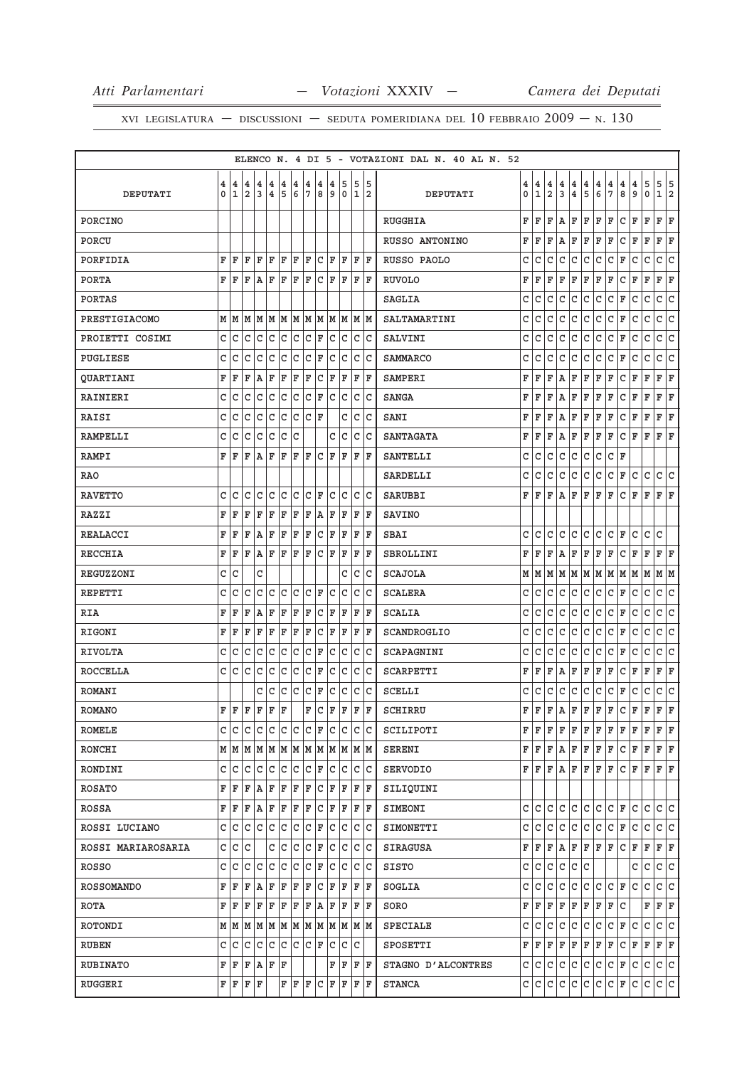XVI LEGISLATURA — DISCUSSIONI — SEDUTA POMERIDIANA DEL 10 FEBBRAIO 2009 — N. 130

ELENCO N. 4 DI 5 - VOTAZIONI DAL N. 40 AL N. 52

| DEPUTATI | 40 | 41 | 42 | 43 | 44 | 45 | 46 | 47 | 48 | 49 | 50 | 51 | 52 | DEPUTATI | 40 | 41 | 42 | 43 | 44 | 45 | 46 | 47 | 48 | 49 | 50 | 51 | 52 |
|---|---|---|---|---|---|---|---|---|---|---|---|---|---|---|---|---|---|---|---|---|---|---|---|---|---|---|---|
| PORCINO | | | | | | | | | | | | | | RUGGHIA | F | F | F | A | F | F | F | F | C | F | F | F | F |
| PORCU | | | | | | | | | | | | | | RUSSO ANTONINO | F | F | F | A | F | F | F | F | C | F | F | F | F |
| PORFIDIA | F | F | F | F | F | F | F | F | C | F | F | F | F | RUSSO PAOLO | C | C | C | C | C | C | C | C | F | C | C | C | C |
| PORTA | F | F | F | A | F | F | F | F | C | F | F | F | F | RUVOLO | F | F | F | F | F | F | F | F | C | F | F | F | F |
| PORTAS | | | | | | | | | | | | | | SAGLIA | C | C | C | C | C | C | C | C | F | C | C | C | C |
| PRESTIGIACOMO | M | M | M | M | M | M | M | M | M | M | M | M | M | SALTAMARTINI | C | C | C | C | C | C | C | C | F | C | C | C | C |
| PROIETTI COSIMI | C | C | C | C | C | C | C | C | F | C | C | C | C | SALVINI | C | C | C | C | C | C | C | C | F | C | C | C | C |
| PUGLIESE | C | C | C | C | C | C | C | C | F | C | C | C | C | SAMMARCO | C | C | C | C | C | C | C | C | F | C | C | C | C |
| QUARTIANI | F | F | F | A | F | F | F | F | C | F | F | F | F | SAMPERI | F | F | F | A | F | F | F | F | C | F | F | F | F |
| RAINIERI | C | C | C | C | C | C | C | C | F | C | C | C | C | SANGA | F | F | F | A | F | F | F | F | C | F | F | F | F |
| RAISI | C | C | C | C | C | C | C | C | F | | C | C | C | SANI | F | F | F | A | F | F | F | F | C | F | F | F | F |
| RAMPELLI | C | C | C | C | C | C | C | | | C | C | C | C | SANTAGATA | F | F | F | A | F | F | F | F | C | F | F | F | F |
| RAMPI | F | F | F | A | F | F | F | F | C | F | F | F | F | SANTELLI | C | C | C | C | C | C | C | C | F | | | | |
| RAO | | | | | | | | | | | | | | SARDELLI | C | C | C | C | C | C | C | C | F | C | C | C | C |
| RAVETTO | C | C | C | C | C | C | C | C | F | C | C | C | C | SARUBBI | F | F | F | A | F | F | F | F | C | F | F | F | F |
| RAZZI | F | F | F | F | F | F | F | F | A | F | F | F | F | SAVINO | | | | | | | | | | | | | |
| REALACCI | F | F | F | A | F | F | F | F | C | F | F | F | F | SBAI | C | C | C | C | C | C | C | C | F | C | C | C | |
| RECCHIA | F | F | F | A | F | F | F | F | C | F | F | F | F | SBROLLINI | F | F | F | A | F | F | F | F | C | F | F | F | F |
| REGUZZONI | C | C | | C | | | | | | | C | C | C | SCAJOLA | M | M | M | M | M | M | M | M | M | M | M | M | M |
| REPETTI | C | C | C | C | C | C | C | C | F | C | C | C | C | SCALERA | C | C | C | C | C | C | C | C | F | C | C | C | C |
| RIA | F | F | F | A | F | F | F | F | C | F | F | F | F | SCALIA | C | C | C | C | C | C | C | C | F | C | C | C | C |
| RIGONI | F | F | F | F | F | F | F | F | C | F | F | F | F | SCANDROGLIO | C | C | C | C | C | C | C | C | F | C | C | C | C |
| RIVOLTA | C | C | C | C | C | C | C | C | F | C | C | C | C | SCAPAGNINI | C | C | C | C | C | C | C | C | F | C | C | C | C |
| ROCCELLA | C | C | C | C | C | C | C | C | F | C | C | C | C | SCARPETTI | F | F | F | A | F | F | F | F | C | F | F | F | F |
| ROMANI | | | | C | C | C | C | C | F | C | C | C | C | SCELLI | C | C | C | C | C | C | C | C | F | C | C | C | C |
| ROMANO | F | F | F | F | F | F | | F | C | F | F | F | F | SCHIRRU | F | F | F | A | F | F | F | F | C | F | F | F | F |
| ROMELE | C | C | C | C | C | C | C | C | F | C | C | C | C | SCILIPOTI | F | F | F | F | F | F | F | F | F | F | F | F | F |
| RONCHI | M | M | M | M | M | M | M | M | M | M | M | M | M | SERENI | F | F | F | A | F | F | F | F | C | F | F | F | F |
| RONDINI | C | C | C | C | C | C | C | C | F | C | C | C | C | SERVODIO | F | F | F | A | F | F | F | F | C | F | F | F | F |
| ROSATO | F | F | F | A | F | F | F | F | C | F | F | F | F | SILIQUINI | | | | | | | | | | | | | |
| ROSSA | F | F | F | A | F | F | F | F | C | F | F | F | F | SIMEONI | C | C | C | C | C | C | C | C | F | C | C | C | C |
| ROSSI LUCIANO | C | C | C | C | C | C | C | C | F | C | C | C | C | SIMONETTI | C | C | C | C | C | C | C | C | F | C | C | C | C |
| ROSSI MARIAROSARIA | C | C | C | | C | C | C | C | F | C | C | C | C | SIRAGUSA | F | F | F | A | F | F | F | F | C | F | F | F | F |
| ROSSO | C | C | C | C | C | C | C | C | F | C | C | C | C | SISTO | C | C | C | C | C | C | | | | | C | C | C | C |
| ROSSOMANDO | F | F | F | A | F | F | F | F | C | F | F | F | F | SOGLIA | C | C | C | C | C | C | C | C | F | C | C | C | C |
| ROTA | F | F | F | F | F | F | F | F | A | F | F | F | F | SORO | F | F | F | F | F | F | F | F | C | | F | F | F |
| ROTONDI | M | M | M | M | M | M | M | M | M | M | M | M | M | SPECIALE | C | C | C | C | C | C | C | C | F | C | C | C | C |
| RUBEN | C | C | C | C | C | C | C | C | F | C | C | C | | SPOSETTI | F | F | F | F | F | F | F | F | C | F | F | F | F |
| RUBINATO | F | F | F | A | F | F | | | | F | F | F | F | STAGNO D'ALCONTRES | C | C | C | C | C | C | C | C | F | C | C | C | C |
| RUGGERI | F | F | F | F | | F | F | F | C | F | F | F | F | STANCA | C | C | C | C | C | C | C | C | F | C | C | C | C |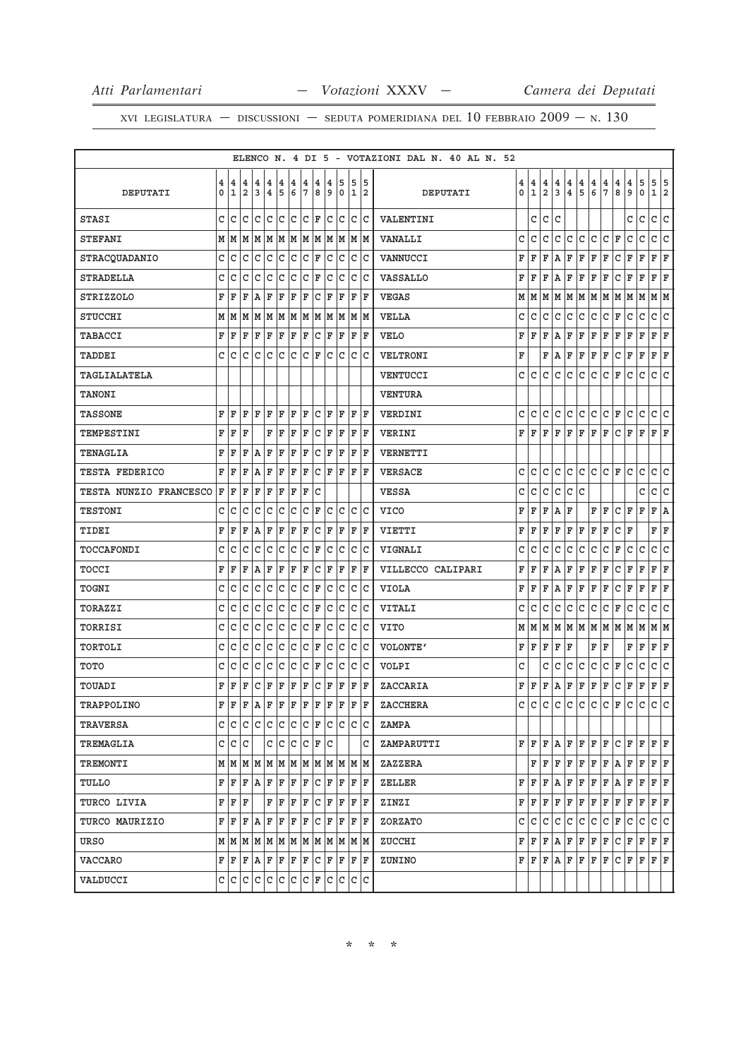ELENCO N. 4 DI 5 - VOTAZIONI DAL N. 40 AL N. 52

| DEPUTATI | 40 | 41 | 42 | 43 | 44 | 45 | 46 | 47 | 48 | 49 | 50 | 51 | 52 | DEPUTATI | 40 | 41 | 42 | 43 | 44 | 45 | 46 | 47 | 48 | 49 | 50 | 51 | 52 |
|---|---|---|---|---|---|---|---|---|---|---|---|---|---|---|---|---|---|---|---|---|---|---|---|---|---|---|---|
| STASI | C | C | C | C | C | C | C | C | F | C | C | C | C | VALENTINI | | C | C | C | | | | | | C | C | C | C |
| STEFANI | M | M | M | M | M | M | M | M | M | M | M | M | M | VANALLI | C | C | C | C | C | C | C | C | F | C | C | C | C |
| STRACQUADANIO | C | C | C | C | C | C | C | C | F | C | C | C | C | VANNUCCI | F | F | F | A | F | F | F | F | C | F | F | F | F |
| STRADELLA | C | C | C | C | C | C | C | C | F | C | C | C | C | VASSALLO | F | F | F | A | F | F | F | F | C | F | F | F | F |
| STRIZZOLO | F | F | F | A | F | F | F | F | C | F | F | F | F | VEGAS | M | M | M | M | M | M | M | M | M | M | M | M | M |
| STUCCHI | M | M | M | M | M | M | M | M | M | M | M | M | M | VELLA | C | C | C | C | C | C | C | C | F | C | C | C | C |
| TABACCI | F | F | F | F | F | F | F | F | C | F | F | F | F | VELO | F | F | F | A | F | F | F | F | F | F | F | F | F |
| TADDEI | C | C | C | C | C | C | C | C | F | C | C | C | C | VELTRONI | F | | F | A | F | F | F | F | C | F | F | F | F |
| TAGLIALATELA | | | | | | | | | | | | | | VENTUCCI | C | C | C | C | C | C | C | C | F | C | C | C | C |
| TANONI | | | | | | | | | | | | | | VENTURA | | | | | | | | | | | | | |
| TASSONE | F | F | F | F | F | F | F | F | C | F | F | F | F | VERDINI | C | C | C | C | C | C | C | C | F | C | C | C | C |
| TEMPESTINI | F | F | F | | F | F | F | F | C | F | F | F | F | VERINI | F | F | F | F | F | F | F | F | C | F | F | F | F |
| TENAGLIA | F | F | F | A | F | F | F | F | C | F | F | F | F | VERNETTI | | | | | | | | | | | | | |
| TESTA FEDERICO | F | F | F | A | F | F | F | F | C | F | F | F | F | VERSACE | C | C | C | C | C | C | C | C | F | C | C | C | C |
| TESTA NUNZIO FRANCESCO | F | F | F | F | F | F | F | F | C | | | | | VESSA | C | C | C | C | C | C | | | | | C | C | C |
| TESTONI | C | C | C | C | C | C | C | C | F | C | C | C | C | VICO | F | F | F | A | F | | F | F | C | F | F | F | A |
| TIDEI | F | F | F | A | F | F | F | F | C | F | F | F | F | VIETTI | F | F | F | F | F | F | F | F | C | F | | F | F |
| TOCCAFONDI | C | C | C | C | C | C | C | C | F | C | C | C | C | VIGNALI | C | C | C | C | C | C | C | C | F | C | C | C | C |
| TOCCI | F | F | F | A | F | F | F | F | C | F | F | F | F | VILLECCO CALIPARI | F | F | F | A | F | F | F | F | C | F | F | F | F |
| TOGNI | C | C | C | C | C | C | C | C | F | C | C | C | C | VIOLA | F | F | F | A | F | F | F | F | C | F | F | F | F |
| TORAZZI | C | C | C | C | C | C | C | C | F | C | C | C | C | VITALI | C | C | C | C | C | C | C | C | F | C | C | C | C |
| TORRISI | C | C | C | C | C | C | C | C | F | C | C | C | C | VITO | M | M | M | M | M | M | M | M | M | M | M | M | M |
| TORTOLI | C | C | C | C | C | C | C | C | F | C | C | C | C | VOLONTE' | F | F | F | F | F | | F | F | | F | F | F | F |
| TOTO | C | C | C | C | C | C | C | C | F | C | C | C | C | VOLPI | C | | C | C | C | C | C | C | F | C | C | C | C |
| TOUADI | F | F | F | C | F | F | F | F | C | F | F | F | F | ZACCARIA | F | F | F | A | F | F | F | F | C | F | F | F | F |
| TRAPPOLINO | F | F | F | A | F | F | F | F | F | F | F | F | F | ZACCHERA | C | C | C | C | C | C | C | C | F | C | C | C | C |
| TRAVERSA | C | C | C | C | C | C | C | C | F | C | C | C | C | ZAMPA | | | | | | | | | | | | | |
| TREMAGLIA | C | C | C | | C | C | C | C | F | C | | | C | ZAMPARUTTI | F | F | F | A | F | F | F | F | C | F | F | F | F |
| TREMONTI | M | M | M | M | M | M | M | M | M | M | M | M | M | ZAZZERA | | F | F | F | F | F | F | F | A | F | F | F | F |
| TULLO | F | F | F | A | F | F | F | F | C | F | F | F | F | ZELLER | F | F | F | A | F | F | F | F | A | F | F | F | F |
| TURCO LIVIA | F | F | F | | F | F | F | F | C | F | F | F | F | ZINZI | F | F | F | F | F | F | F | F | F | F | F | F | F |
| TURCO MAURIZIO | F | F | F | A | F | F | F | F | C | F | F | F | F | ZORZATO | C | C | C | C | C | C | C | C | F | C | C | C | C |
| URSO | M | M | M | M | M | M | M | M | M | M | M | M | M | ZUCCHI | F | F | F | A | F | F | F | F | C | F | F | F | F |
| VACCARO | F | F | F | A | F | F | F | F | C | F | F | F | F | ZUNINO | F | F | F | A | F | F | F | F | C | F | F | F | F |
| VALDUCCI | C | C | C | C | C | C | C | C | F | C | C | C | C | | | | | | | | | | | | | | |

\* \* \*